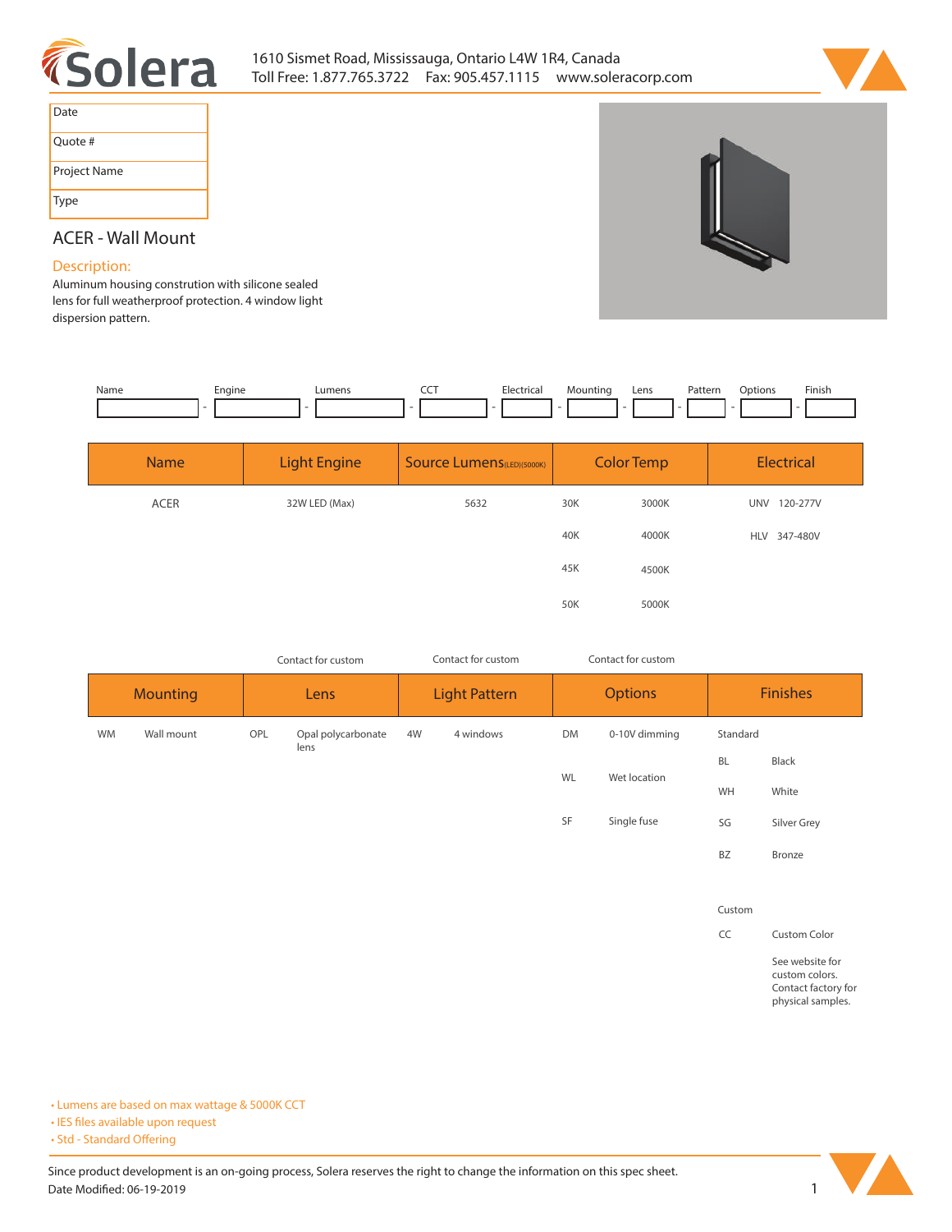1610 Sismet Road, Mississauga, Ontario L4W 1R4, Canada
Toll Free: 1.877.765.3722 Fax: 905.457.1115 www.soleracorp.com

| Date | |
|---|---|
| Quote # | |
| Project Name | |
| Type | |

## ACER - Wall Mount

### Description:

Aluminum housing constrution with silicone sealed lens for full weatherproof protection. 4 window light dispersion pattern.

| Name | Engine | Lumens | CCT | Electrical | Mounting | Lens | Pattern | Options | Finish |
|---|---|---|---|---|---|---|---|---|---|
| | | | | | | | | | |

| Name | Light Engine | Source Lumens (LED)(5000K) | Color Temp | | Electrical | |
|---|---|---|---|---|---|---|
| ACER | 32W LED (Max) | 5632 | 30K | 3000K | UNV | 120-277V |
| | | | 40K | 4000K | HLV | 347-480V |
| | | | 45K | 4500K | | |
| | | | 50K | 5000K | | |

| Mounting | | Lens (Contact for custom) | | Light Pattern (Contact for custom) | | Options (Contact for custom) | | Finishes | |
|---|---|---|---|---|---|---|---|---|---|
| WM | Wall mount | OPL | Opal polycarbonate lens | 4W | 4 windows | DM | 0-10V dimming | Standard | |
| | | | | | | WL | Wet location | BL | Black |
| | | | | | | SF | Single fuse | WH | White |
| | | | | | | | | SG | Silver Grey |
| | | | | | | | | BZ | Bronze |
| | | | | | | | | Custom | |
| | | | | | | | | CC | Custom Color |
| | | | | | | | | | See website for custom colors. Contact factory for physical samples. |

- Lumens are based on max wattage & 5000K CCT
- IES files available upon request
- Std - Standard Offering

Since product development is an on-going process, Solera reserves the right to change the information on this spec sheet.
Date Modified: 06-19-2019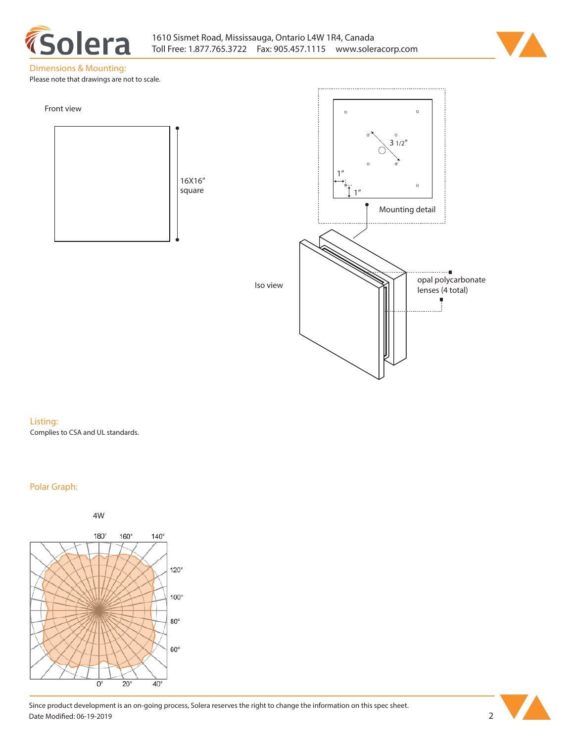1610 Sismet Road, Mississauga, Ontario L4W 1R4, Canada
Toll Free: 1.877.765.3722 Fax: 905.457.1115 www.soleracorp.com

## Dimensions & Mounting:

Please note that drawings are not to scale.

Front view

16X16″
square

Mounting detail

3 1/2″

1″

1″

Iso view

opal polycarbonate
lenses (4 total)

## Listing:

Complies to CSA and UL standards.

## Polar Graph:

4W

180° 160° 140°

120°

100°

80°

60°

0° 20° 40°

Since product development is an on-going process, Solera reserves the right to change the information on this spec sheet.
Date Modified: 06-19-2019